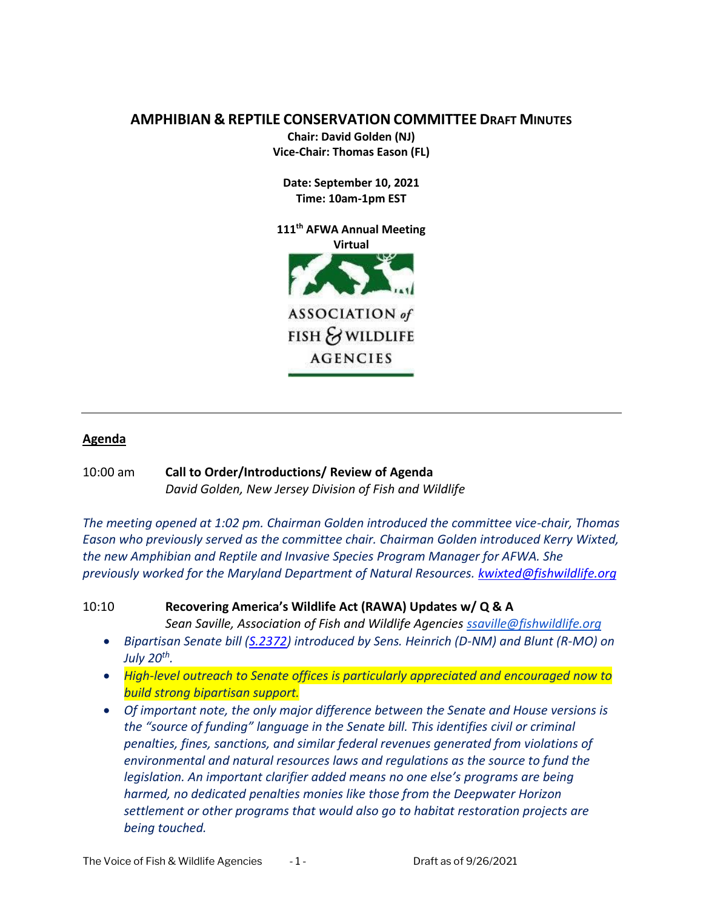# AMPHIBIAN & REPTILE CONSERVATION COMMITTEE DRAFT MINUTES

**Chair: David Golden (NJ)**
**Vice-Chair: Thomas Eason (FL)**

**Date: September 10, 2021**
**Time: 10am-1pm EST**

**111th AFWA Annual Meeting**
**Virtual**

ASSOCIATION of FISH & WILDLIFE AGENCIES

---

## Agenda

10:00 am **Call to Order/Introductions/ Review of Agenda**
*David Golden, New Jersey Division of Fish and Wildlife*

*The meeting opened at 1:02 pm. Chairman Golden introduced the committee vice-chair, Thomas Eason who previously served as the committee chair. Chairman Golden introduced Kerry Wixted, the new Amphibian and Reptile and Invasive Species Program Manager for AFWA. She previously worked for the Maryland Department of Natural Resources. kwixted@fishwildlife.org*

10:10 **Recovering America's Wildlife Act (RAWA) Updates w/ Q & A**
*Sean Saville, Association of Fish and Wildlife Agencies ssaville@fishwildlife.org*

- *Bipartisan Senate bill (S.2372) introduced by Sens. Heinrich (D-NM) and Blunt (R-MO) on July 20th.*
- *High-level outreach to Senate offices is particularly appreciated and encouraged now to build strong bipartisan support.*
- *Of important note, the only major difference between the Senate and House versions is the "source of funding" language in the Senate bill. This identifies civil or criminal penalties, fines, sanctions, and similar federal revenues generated from violations of environmental and natural resources laws and regulations as the source to fund the legislation. An important clarifier added means no one else's programs are being harmed, no dedicated penalties monies like those from the Deepwater Horizon settlement or other programs that would also go to habitat restoration projects are being touched.*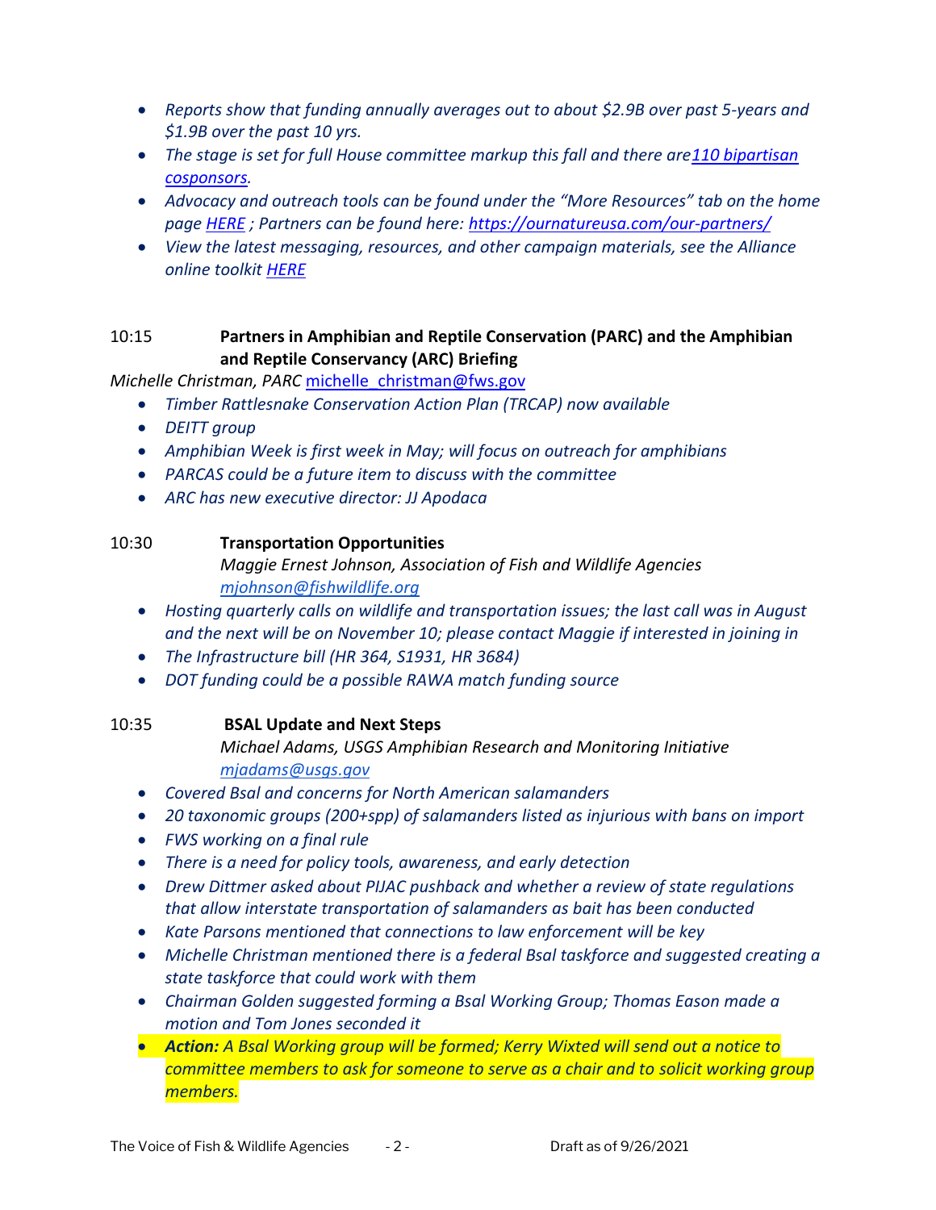- *Reports show that funding annually averages out to about $2.9B over past 5-years and $1.9B over the past 10 yrs.*
- *The stage is set for full House committee markup this fall and there are110 bipartisan cosponsors.*
- *Advocacy and outreach tools can be found under the "More Resources" tab on the home page HERE ; Partners can be found here: https://ournatureusa.com/our-partners/*
- *View the latest messaging, resources, and other campaign materials, see the Alliance online toolkit HERE*

10:15 **Partners in Amphibian and Reptile Conservation (PARC) and the Amphibian and Reptile Conservancy (ARC) Briefing**

*Michelle Christman, PARC* michelle_christman@fws.gov

- *Timber Rattlesnake Conservation Action Plan (TRCAP) now available*
- *DEITT group*
- *Amphibian Week is first week in May; will focus on outreach for amphibians*
- *PARCAS could be a future item to discuss with the committee*
- *ARC has new executive director: JJ Apodaca*

10:30 **Transportation Opportunities**

*Maggie Ernest Johnson, Association of Fish and Wildlife Agencies*
*mjohnson@fishwildlife.org*

- *Hosting quarterly calls on wildlife and transportation issues; the last call was in August and the next will be on November 10; please contact Maggie if interested in joining in*
- *The Infrastructure bill (HR 364, S1931, HR 3684)*
- *DOT funding could be a possible RAWA match funding source*

10:35 **BSAL Update and Next Steps**

*Michael Adams, USGS Amphibian Research and Monitoring Initiative*
*mjadams@usgs.gov*

- *Covered Bsal and concerns for North American salamanders*
- *20 taxonomic groups (200+spp) of salamanders listed as injurious with bans on import*
- *FWS working on a final rule*
- *There is a need for policy tools, awareness, and early detection*
- *Drew Dittmer asked about PIJAC pushback and whether a review of state regulations that allow interstate transportation of salamanders as bait has been conducted*
- *Kate Parsons mentioned that connections to law enforcement will be key*
- *Michelle Christman mentioned there is a federal Bsal taskforce and suggested creating a state taskforce that could work with them*
- *Chairman Golden suggested forming a Bsal Working Group; Thomas Eason made a motion and Tom Jones seconded it*
- ***Action:** A Bsal Working group will be formed; Kerry Wixted will send out a notice to committee members to ask for someone to serve as a chair and to solicit working group members.*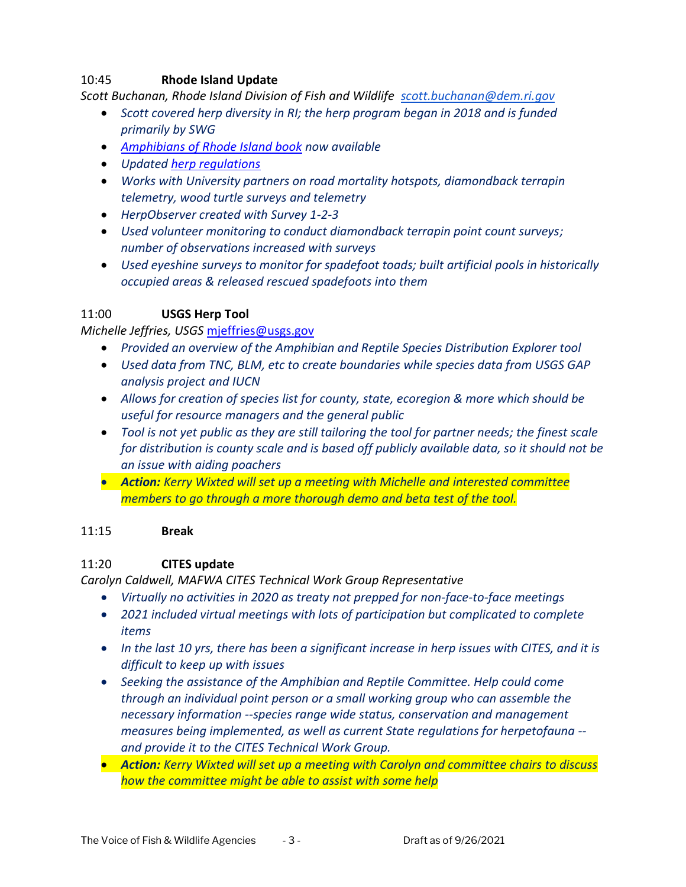10:45 **Rhode Island Update**

*Scott Buchanan, Rhode Island Division of Fish and Wildlife scott.buchanan@dem.ri.gov*

- *Scott covered herp diversity in RI; the herp program began in 2018 and is funded primarily by SWG*
- *Amphibians of Rhode Island book now available*
- *Updated herp regulations*
- *Works with University partners on road mortality hotspots, diamondback terrapin telemetry, wood turtle surveys and telemetry*
- *HerpObserver created with Survey 1-2-3*
- *Used volunteer monitoring to conduct diamondback terrapin point count surveys; number of observations increased with surveys*
- *Used eyeshine surveys to monitor for spadefoot toads; built artificial pools in historically occupied areas & released rescued spadefoots into them*

11:00 **USGS Herp Tool**

*Michelle Jeffries, USGS* mjeffries@usgs.gov

- *Provided an overview of the Amphibian and Reptile Species Distribution Explorer tool*
- *Used data from TNC, BLM, etc to create boundaries while species data from USGS GAP analysis project and IUCN*
- *Allows for creation of species list for county, state, ecoregion & more which should be useful for resource managers and the general public*
- *Tool is not yet public as they are still tailoring the tool for partner needs; the finest scale for distribution is county scale and is based off publicly available data, so it should not be an issue with aiding poachers*
- ***Action:** Kerry Wixted will set up a meeting with Michelle and interested committee members to go through a more thorough demo and beta test of the tool.*

11:15 **Break**

11:20 **CITES update**

*Carolyn Caldwell, MAFWA CITES Technical Work Group Representative*

- *Virtually no activities in 2020 as treaty not prepped for non-face-to-face meetings*
- *2021 included virtual meetings with lots of participation but complicated to complete items*
- *In the last 10 yrs, there has been a significant increase in herp issues with CITES, and it is difficult to keep up with issues*
- *Seeking the assistance of the Amphibian and Reptile Committee. Help could come through an individual point person or a small working group who can assemble the necessary information --species range wide status, conservation and management measures being implemented, as well as current State regulations for herpetofauna -- and provide it to the CITES Technical Work Group.*
- ***Action:** Kerry Wixted will set up a meeting with Carolyn and committee chairs to discuss how the committee might be able to assist with some help*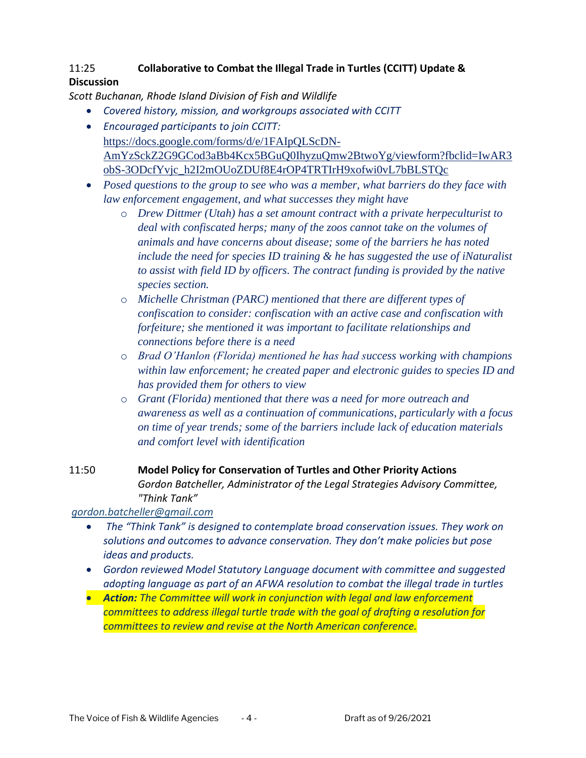11:25 **Collaborative to Combat the Illegal Trade in Turtles (CCITT) Update & Discussion**

*Scott Buchanan, Rhode Island Division of Fish and Wildlife*

- *Covered history, mission, and workgroups associated with CCITT*
- *Encouraged participants to join CCITT:* https://docs.google.com/forms/d/e/1FAIpQLScDN-AmYzSckZ2G9GCod3aBb4Kcx5BGuQ0IhyzuQmw2BtwoYg/viewform?fbclid=IwAR3obS-3ODcfYvjc_h2I2mOUoZDUf8E4rOP4TRTIrH9xofwi0vL7bBLSTQc
- *Posed questions to the group to see who was a member, what barriers do they face with law enforcement engagement, and what successes they might have*
  - *Drew Dittmer (Utah) has a set amount contract with a private herpeculturist to deal with confiscated herps; many of the zoos cannot take on the volumes of animals and have concerns about disease; some of the barriers he has noted include the need for species ID training & he has suggested the use of iNaturalist to assist with field ID by officers. The contract funding is provided by the native species section.*
  - *Michelle Christman (PARC) mentioned that there are different types of confiscation to consider: confiscation with an active case and confiscation with forfeiture; she mentioned it was important to facilitate relationships and connections before there is a need*
  - *Brad O'Hanlon (Florida) mentioned he has had success working with champions within law enforcement; he created paper and electronic guides to species ID and has provided them for others to view*
  - *Grant (Florida) mentioned that there was a need for more outreach and awareness as well as a continuation of communications, particularly with a focus on time of year trends; some of the barriers include lack of education materials and comfort level with identification*

11:50 **Model Policy for Conservation of Turtles and Other Priority Actions**

*Gordon Batcheller, Administrator of the Legal Strategies Advisory Committee, "Think Tank"*

*gordon.batcheller@gmail.com*

- *The "Think Tank" is designed to contemplate broad conservation issues. They work on solutions and outcomes to advance conservation. They don't make policies but pose ideas and products.*
- *Gordon reviewed Model Statutory Language document with committee and suggested adopting language as part of an AFWA resolution to combat the illegal trade in turtles*
- ***Action:*** *The Committee will work in conjunction with legal and law enforcement committees to address illegal turtle trade with the goal of drafting a resolution for committees to review and revise at the North American conference.*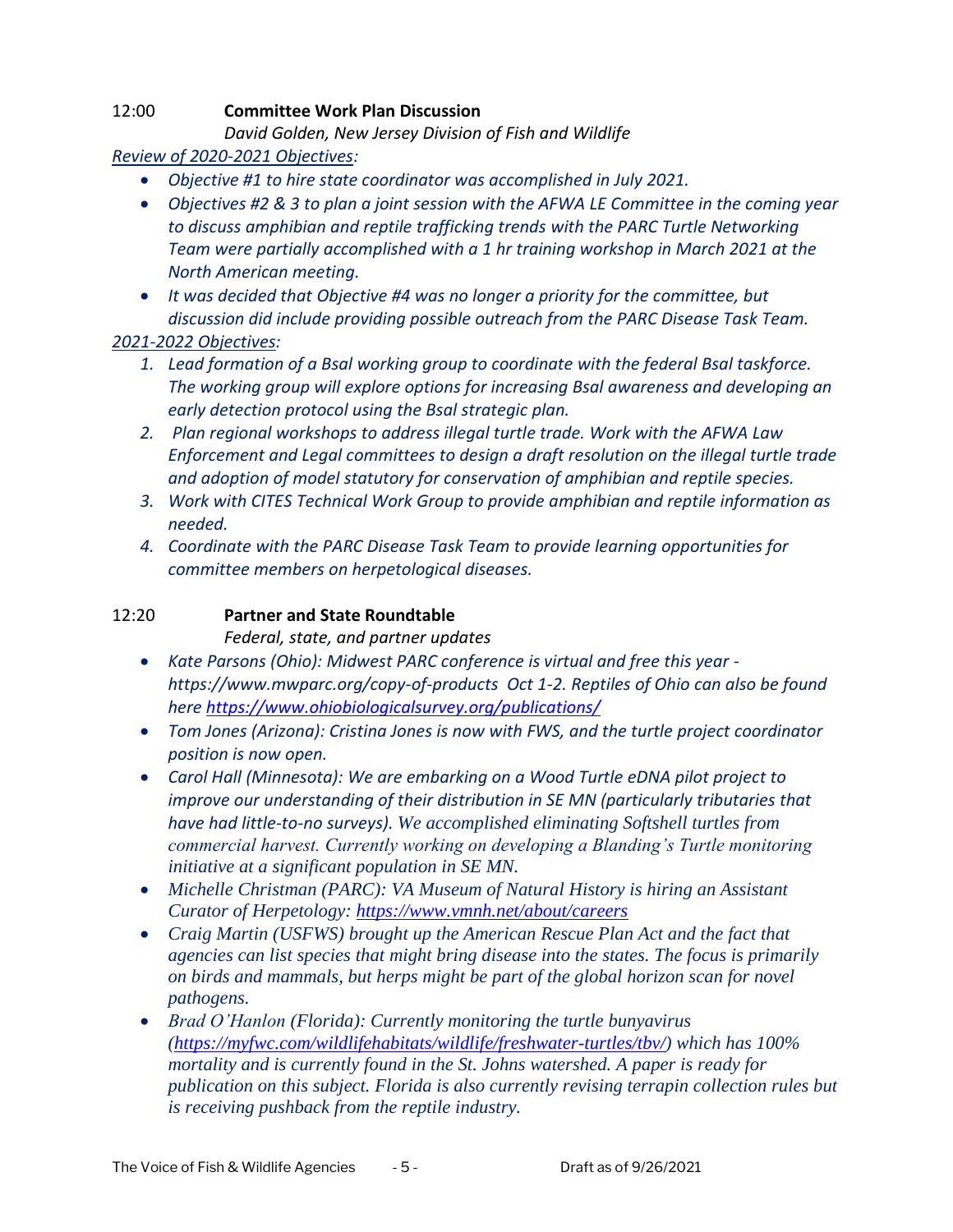12:00 **Committee Work Plan Discussion**

*David Golden, New Jersey Division of Fish and Wildlife*

*Review of 2020-2021 Objectives:*

- *Objective #1 to hire state coordinator was accomplished in July 2021.*
- *Objectives #2 & 3 to plan a joint session with the AFWA LE Committee in the coming year to discuss amphibian and reptile trafficking trends with the PARC Turtle Networking Team were partially accomplished with a 1 hr training workshop in March 2021 at the North American meeting.*
- *It was decided that Objective #4 was no longer a priority for the committee, but discussion did include providing possible outreach from the PARC Disease Task Team.*

*2021-2022 Objectives:*

1. *Lead formation of a Bsal working group to coordinate with the federal Bsal taskforce. The working group will explore options for increasing Bsal awareness and developing an early detection protocol using the Bsal strategic plan.*
2. *Plan regional workshops to address illegal turtle trade. Work with the AFWA Law Enforcement and Legal committees to design a draft resolution on the illegal turtle trade and adoption of model statutory for conservation of amphibian and reptile species.*
3. *Work with CITES Technical Work Group to provide amphibian and reptile information as needed.*
4. *Coordinate with the PARC Disease Task Team to provide learning opportunities for committee members on herpetological diseases.*

12:20 **Partner and State Roundtable**

*Federal, state, and partner updates*

- *Kate Parsons (Ohio): Midwest PARC conference is virtual and free this year - https://www.mwparc.org/copy-of-products Oct 1-2. Reptiles of Ohio can also be found here https://www.ohiobiologicalsurvey.org/publications/*
- *Tom Jones (Arizona): Cristina Jones is now with FWS, and the turtle project coordinator position is now open.*
- *Carol Hall (Minnesota): We are embarking on a Wood Turtle eDNA pilot project to improve our understanding of their distribution in SE MN (particularly tributaries that have had little-to-no surveys). We accomplished eliminating Softshell turtles from commercial harvest. Currently working on developing a Blanding's Turtle monitoring initiative at a significant population in SE MN.*
- *Michelle Christman (PARC): VA Museum of Natural History is hiring an Assistant Curator of Herpetology: https://www.vmnh.net/about/careers*
- *Craig Martin (USFWS) brought up the American Rescue Plan Act and the fact that agencies can list species that might bring disease into the states. The focus is primarily on birds and mammals, but herps might be part of the global horizon scan for novel pathogens.*
- *Brad O'Hanlon (Florida): Currently monitoring the turtle bunyavirus (https://myfwc.com/wildlifehabitats/wildlife/freshwater-turtles/tbv/) which has 100% mortality and is currently found in the St. Johns watershed. A paper is ready for publication on this subject. Florida is also currently revising terrapin collection rules but is receiving pushback from the reptile industry.*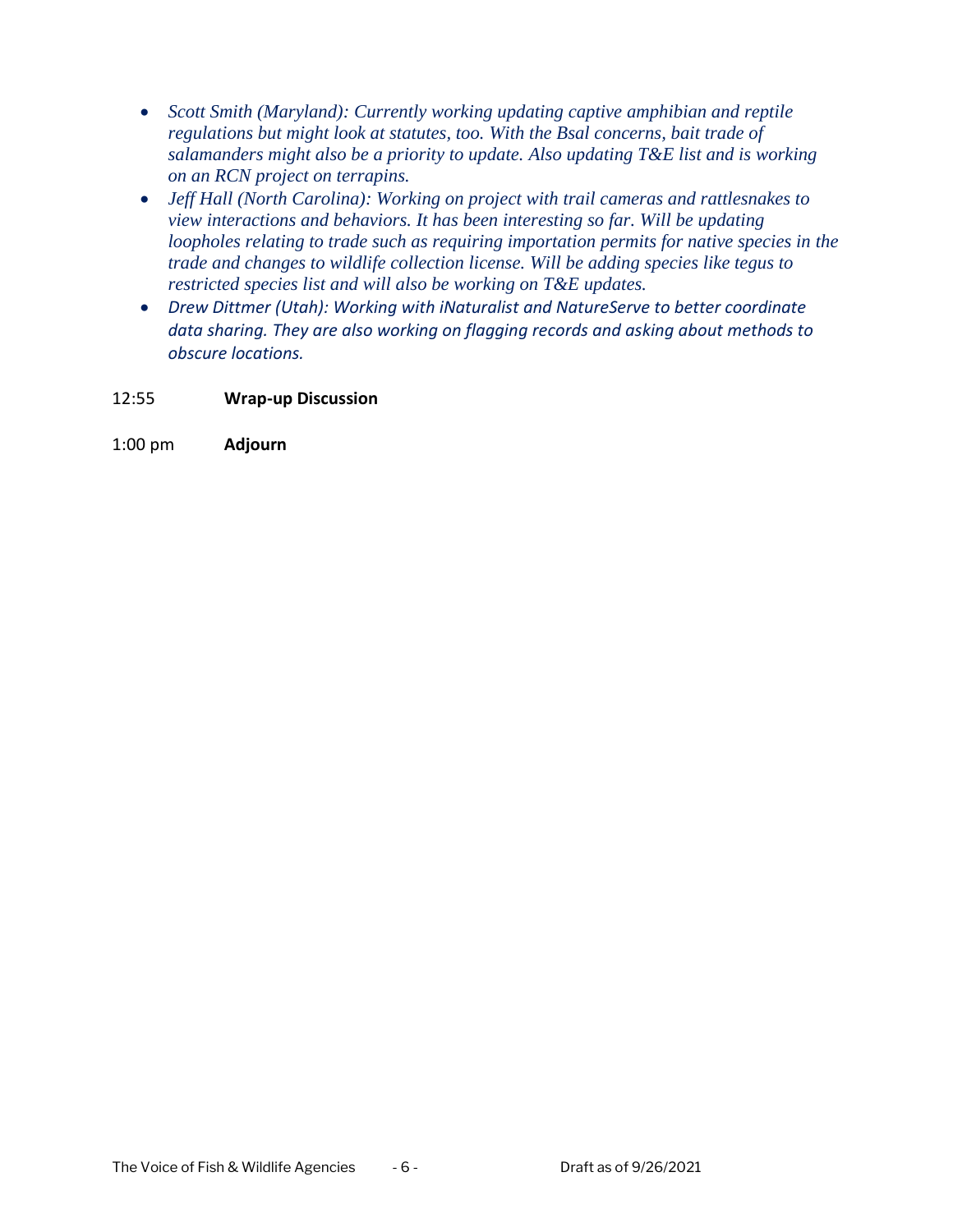- *Scott Smith (Maryland): Currently working updating captive amphibian and reptile regulations but might look at statutes, too. With the Bsal concerns, bait trade of salamanders might also be a priority to update. Also updating T&E list and is working on an RCN project on terrapins.*
- *Jeff Hall (North Carolina): Working on project with trail cameras and rattlesnakes to view interactions and behaviors. It has been interesting so far. Will be updating loopholes relating to trade such as requiring importation permits for native species in the trade and changes to wildlife collection license. Will be adding species like tegus to restricted species list and will also be working on T&E updates.*
- *Drew Dittmer (Utah): Working with iNaturalist and NatureServe to better coordinate data sharing. They are also working on flagging records and asking about methods to obscure locations.*

12:55 **Wrap-up Discussion**

1:00 pm **Adjourn**